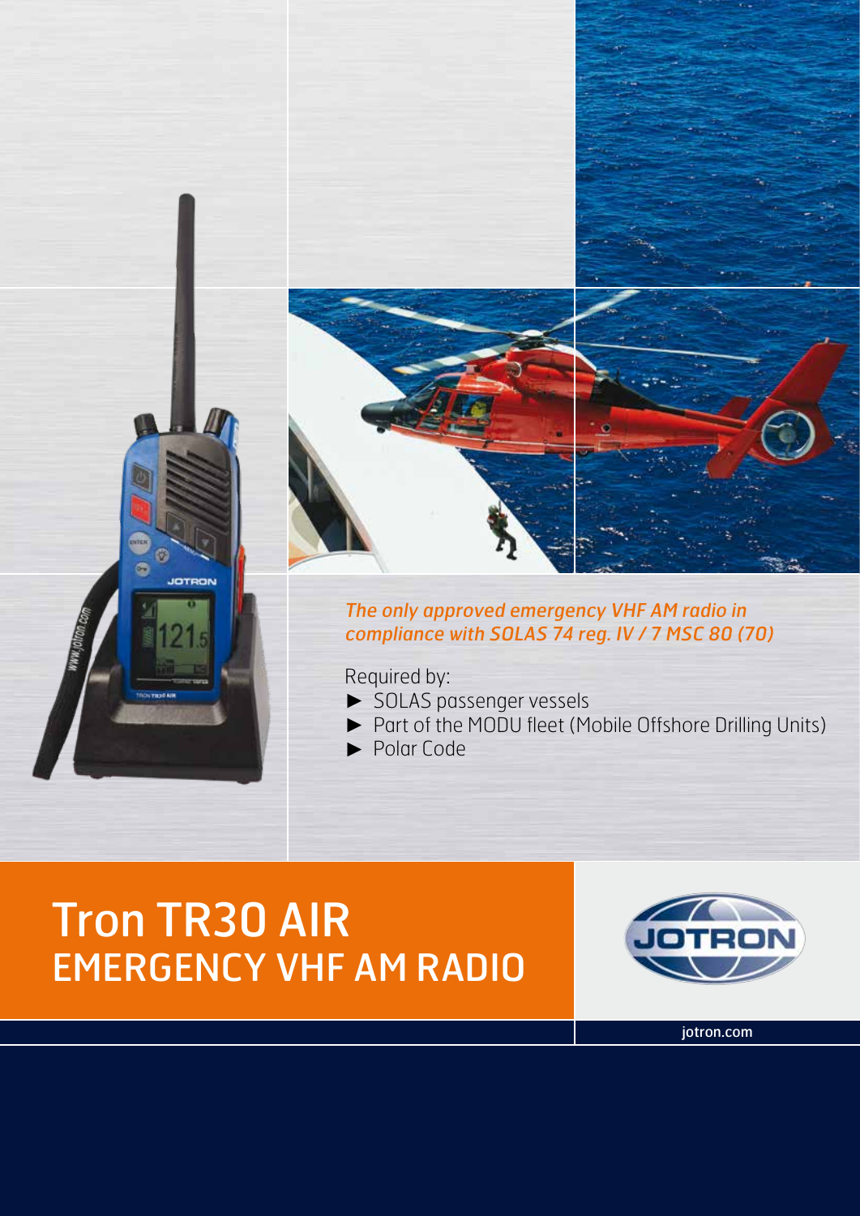*The only approved emergency VHF AM radio in compliance with SOLAS 74 reg. IV / 7 MSC 80 (70)*

Required by:

- SOLAS passenger vessels
- Part of the MODU fleet (Mobile Offshore Drilling Units)
- Polar Code

# Tron TR30 AIR
## EMERGENCY VHF AM RADIO

jotron.com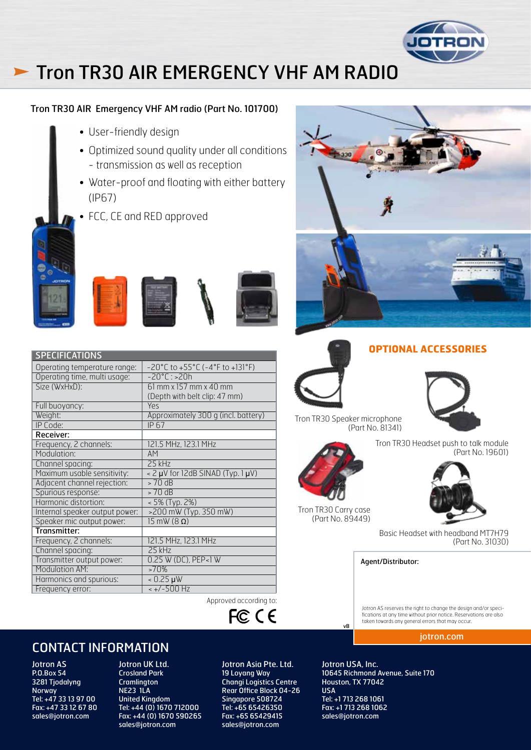# Tron TR30 AIR EMERGENCY VHF AM RADIO

## Tron TR30 AIR Emergency VHF AM radio (Part No. 101700)

- User-friendly design
- Optimized sound quality under all conditions – transmission as well as reception
- Water-proof and floating with either battery (IP67)
- FCC, CE and RED approved

| SPECIFICATIONS | |
|---|---|
| Operating temperature range: | -20°C to +55°C (-4°F to +131°F) |
| Operating time, multi usage: | -20°C : >20h |
| Size (WxHxD): | 61 mm x 157 mm x 40 mm (Depth with belt clip: 47 mm) |
| Full buoyancy: | Yes |
| Weight: | Approximately 300 g (incl. battery) |
| IP Code: | IP 67 |
| **Receiver:** | |
| Frequency, 2 channels: | 121.5 MHz, 123.1 MHz |
| Modulation: | AM |
| Channel spacing: | 25 kHz |
| Maximum usable sensitivity: | < 2 µV for 12dB SINAD (Typ. 1 µV) |
| Adjacent channel rejection: | > 70 dB |
| Spurious response: | > 70 dB |
| Harmonic distortion: | < 5% (Typ. 2%) |
| Internal speaker output power: | >200 mW (Typ. 350 mW) |
| Speaker mic output power: | 15 mW (8 Ω) |
| **Transmitter:** | |
| Frequency, 2 channels: | 121.5 MHz, 123.1 MHz |
| Channel spacing: | 25 kHz |
| Transmitter output power: | 0.25 W (DC), PEP<1 W |
| Modulation AM: | >70% |
| Harmonics and spurious: | < 0.25 µW |
| Frequency error: | < +/-500 Hz |

Approved according to:

FC CE

## OPTIONAL ACCESSORIES

Tron TR30 Speaker microphone (Part No. 81341)

Tron TR30 Headset push to talk module (Part No. 19601)

Tron TR30 Carry case (Part No. 89449)

Basic Headset with headband MT7H79 (Part No. 31030)

vB

**Agent/Distributor:**

Jotron AS reserves the right to change the design and/or specifications at any time without prior notice. Reservations are also taken towards any general errors that may occur.

jotron.com

## CONTACT INFORMATION

**Jotron AS**
P.O.Box 54
3281 Tjodalyng
Norway
Tel: +47 33 13 97 00
Fax: +47 33 12 67 80
sales@jotron.com

**Jotron UK Ltd.**
Crosland Park
Cramlington
NE23 1LA
United Kingdom
Tel: +44 (0) 1670 712000
Fax: +44 (0) 1670 590265
sales@jotron.com

**Jotron Asia Pte. Ltd.**
19 Loyang Way
Changi Logistics Centre
Rear Office Block 04-26
Singapore 508724
Tel: +65 65426350
Fax: +65 65429415
sales@jotron.com

**Jotron USA, Inc.**
10645 Richmond Avenue, Suite 170
Houston, TX 77042
USA
Tel: +1 713 268 1061
Fax: +1 713 268 1062
sales@jotron.com